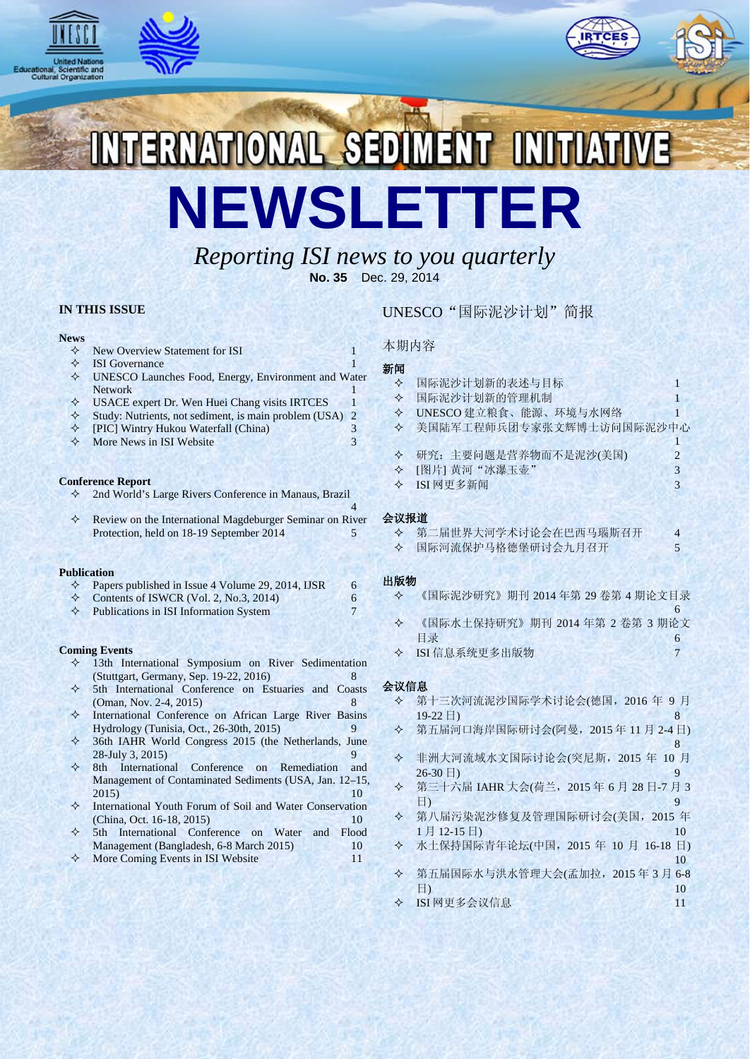# INTERNATIONAL SEDIMENT INITIATIVE

# NEWSLETTER

*Reporting ISI news to you quarterly*

**No. 35** Dec. 29, 2014

## IN THIS ISSUE

**News**

- ✧ New Overview Statement for ISI 1
- ✧ ISI Governance 1
- ✧ UNESCO Launches Food, Energy, Environment and Water Network 1
- ✧ USACE expert Dr. Wen Huei Chang visits IRTCES 1
- ✧ Study: Nutrients, not sediment, is main problem (USA) 2
- ✧ [PIC] Wintry Hukou Waterfall (China) 3
- ✧ More News in ISI Website 3

**Conference Report**

- ✧ 2nd World's Large Rivers Conference in Manaus, Brazil 4
- ✧ Review on the International Magdeburger Seminar on River Protection, held on 18-19 September 2014 5

**Publication**

- ✧ Papers published in Issue 4 Volume 29, 2014, IJSR 6
- ✧ Contents of ISWCR (Vol. 2, No.3, 2014) 6
- ✧ Publications in ISI Information System 7

**Coming Events**

- ✧ 13th International Symposium on River Sedimentation (Stuttgart, Germany, Sep. 19-22, 2016) 8
- ✧ 5th International Conference on Estuaries and Coasts (Oman, Nov. 2-4, 2015) 8
- ✧ International Conference on African Large River Basins Hydrology (Tunisia, Oct., 26-30th, 2015) 9
- ✧ 36th IAHR World Congress 2015 (the Netherlands, June 28-July 3, 2015) 9
- ✧ 8th International Conference on Remediation and Management of Contaminated Sediments (USA, Jan. 12–15, 2015) 10
- ✧ International Youth Forum of Soil and Water Conservation (China, Oct. 16-18, 2015) 10
- ✧ 5th International Conference on Water and Flood Management (Bangladesh, 6-8 March 2015) 10
- ✧ More Coming Events in ISI Website 11

## UNESCO“国际泥沙计划”简报

本期内容

**新闻**

- ✧ 国际泥沙计划新的表述与目标 1
- ✧ 国际泥沙计划新的管理机制 1
- ✧ UNESCO 建立粮食、能源、环境与水网络 1
- ✧ 美国陆军工程师兵团专家张文辉博士访问国际泥沙中心 1
- ✧ 研究：主要问题是营养物而不是泥沙(美国) 2
- ✧ [图片] 黄河“冰瀑玉壶” 3
- ✧ ISI 网更多新闻 3

**会议报道**

- ✧ 第二届世界大河学术讨论会在巴西马瑙斯召开 4
- ✧ 国际河流保护马格德堡研讨会九月召开 5

**出版物**

- ✧ 《国际泥沙研究》期刊 2014 年第 29 卷第 4 期论文目录 6
- ✧ 《国际水土保持研究》期刊 2014 年第 2 卷第 3 期论文目录 6
- ✧ ISI 信息系统更多出版物 7

**会议信息**

- ✧ 第十三次河流泥沙国际学术讨论会(德国，2016 年 9 月 19-22 日) 8
- ✧ 第五届河口海岸国际研讨会(阿曼，2015 年 11 月 2-4 日) 8
- ✧ 非洲大河流域水文国际讨论会(突尼斯，2015 年 10 月 26-30 日) 9
- ✧ 第三十六届 IAHR 大会(荷兰，2015 年 6 月 28 日-7 月 3 日) 9
- ✧ 第八届污染泥沙修复及管理国际研讨会(美国，2015 年 1 月 12-15 日) 10
- ✧ 水土保持国际青年论坛(中国，2015 年 10 月 16-18 日) 10
- ✧ 第五届国际水与洪水管理大会(孟加拉，2015 年 3 月 6-8 日) 10
- ✧ ISI 网更多会议信息 11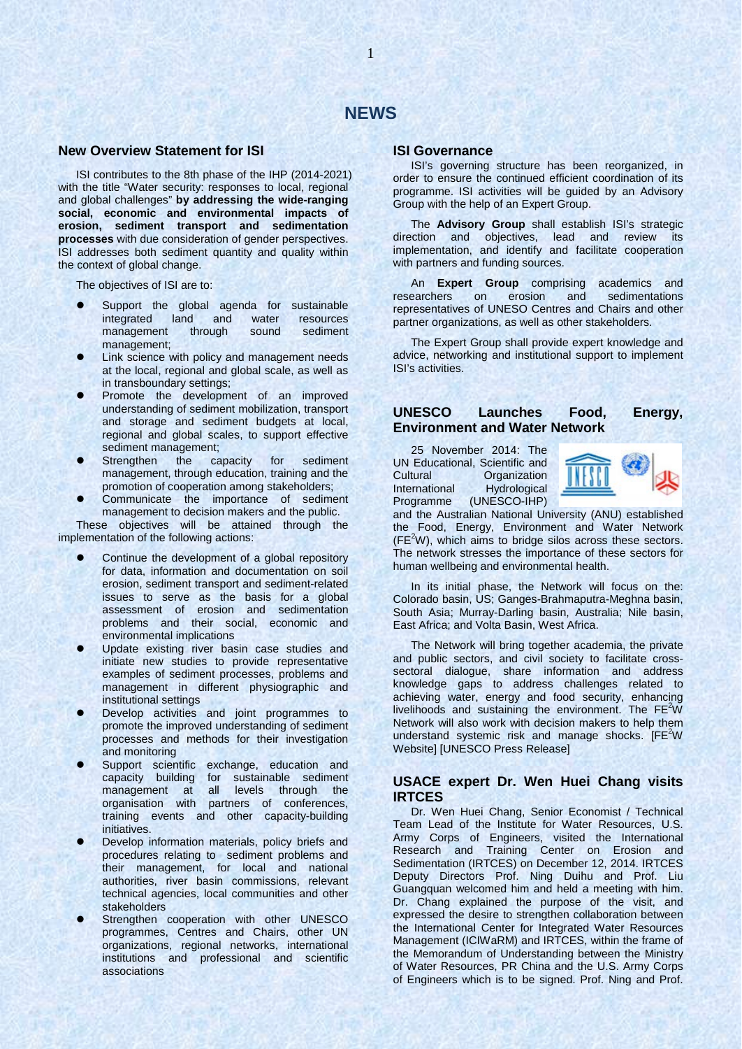# NEWS

## New Overview Statement for ISI

ISI contributes to the 8th phase of the IHP (2014-2021) with the title "Water security: responses to local, regional and global challenges" **by addressing the wide-ranging social, economic and environmental impacts of erosion, sediment transport and sedimentation processes** with due consideration of gender perspectives. ISI addresses both sediment quantity and quality within the context of global change.

The objectives of ISI are to:

- Support the global agenda for sustainable integrated land and water resources management through sound sediment management;
- Link science with policy and management needs at the local, regional and global scale, as well as in transboundary settings;
- Promote the development of an improved understanding of sediment mobilization, transport and storage and sediment budgets at local, regional and global scales, to support effective sediment management;
- Strengthen the capacity for sediment management, through education, training and the promotion of cooperation among stakeholders;
- Communicate the importance of sediment management to decision makers and the public.

These objectives will be attained through the implementation of the following actions:

- Continue the development of a global repository for data, information and documentation on soil erosion, sediment transport and sediment-related issues to serve as the basis for a global assessment of erosion and sedimentation problems and their social, economic and environmental implications
- Update existing river basin case studies and initiate new studies to provide representative examples of sediment processes, problems and management in different physiographic and institutional settings
- Develop activities and joint programmes to promote the improved understanding of sediment processes and methods for their investigation and monitoring
- Support scientific exchange, education and capacity building for sustainable sediment management at all levels through the organisation with partners of conferences, training events and other capacity-building initiatives.
- Develop information materials, policy briefs and procedures relating to sediment problems and their management, for local and national authorities, river basin commissions, relevant technical agencies, local communities and other stakeholders
- Strengthen cooperation with other UNESCO programmes, Centres and Chairs, other UN organizations, regional networks, international institutions and professional and scientific associations

## ISI Governance

ISI's governing structure has been reorganized, in order to ensure the continued efficient coordination of its programme. ISI activities will be guided by an Advisory Group with the help of an Expert Group.

The **Advisory Group** shall establish ISI's strategic direction and objectives, lead and review its implementation, and identify and facilitate cooperation with partners and funding sources.

An **Expert Group** comprising academics and researchers on erosion and sedimentations representatives of UNESO Centres and Chairs and other partner organizations, as well as other stakeholders.

The Expert Group shall provide expert knowledge and advice, networking and institutional support to implement ISI's activities.

## UNESCO Launches Food, Energy, Environment and Water Network

25 November 2014: The UN Educational, Scientific and Cultural Organization International Hydrological Programme (UNESCO-IHP) and the Australian National University (ANU) established the Food, Energy, Environment and Water Network ($FE^2W$), which aims to bridge silos across these sectors. The network stresses the importance of these sectors for human wellbeing and environmental health.

In its initial phase, the Network will focus on the: Colorado basin, US; Ganges-Brahmaputra-Meghna basin, South Asia; Murray-Darling basin, Australia; Nile basin, East Africa; and Volta Basin, West Africa.

The Network will bring together academia, the private and public sectors, and civil society to facilitate cross-sectoral dialogue, share information and address knowledge gaps to address challenges related to achieving water, energy and food security, enhancing livelihoods and sustaining the environment. The $FE^2W$ Network will also work with decision makers to help them understand systemic risk and manage shocks. [$FE^2W$ Website] [UNESCO Press Release]

## USACE expert Dr. Wen Huei Chang visits IRTCES

Dr. Wen Huei Chang, Senior Economist / Technical Team Lead of the Institute for Water Resources, U.S. Army Corps of Engineers, visited the International Research and Training Center on Erosion and Sedimentation (IRTCES) on December 12, 2014. IRTCES Deputy Directors Prof. Ning Duihu and Prof. Liu Guangquan welcomed him and held a meeting with him. Dr. Chang explained the purpose of the visit, and expressed the desire to strengthen collaboration between the International Center for Integrated Water Resources Management (ICIWaRM) and IRTCES, within the frame of the Memorandum of Understanding between the Ministry of Water Resources, PR China and the U.S. Army Corps of Engineers which is to be signed. Prof. Ning and Prof.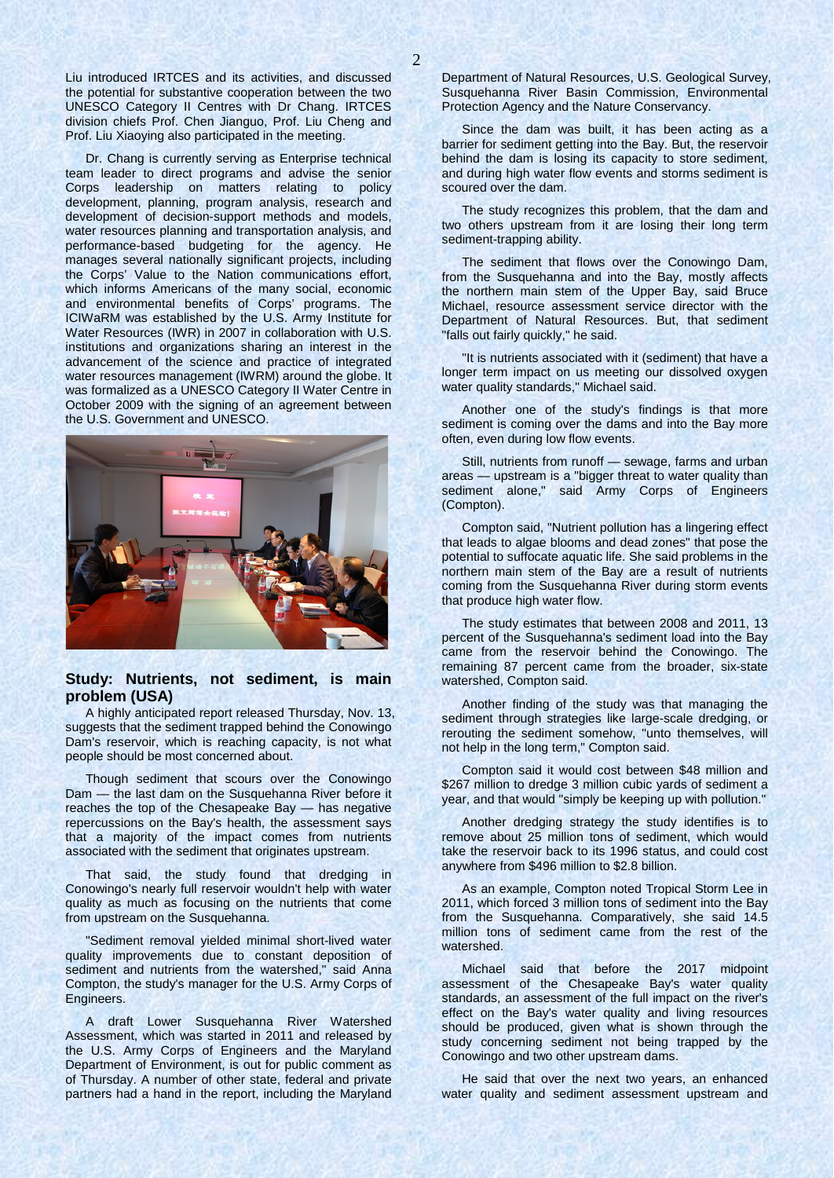Liu introduced IRTCES and its activities, and discussed the potential for substantive cooperation between the two UNESCO Category II Centres with Dr Chang. IRTCES division chiefs Prof. Chen Jianguo, Prof. Liu Cheng and Prof. Liu Xiaoying also participated in the meeting.

Dr. Chang is currently serving as Enterprise technical team leader to direct programs and advise the senior Corps leadership on matters relating to policy development, planning, program analysis, research and development of decision-support methods and models, water resources planning and transportation analysis, and performance-based budgeting for the agency. He manages several nationally significant projects, including the Corps' Value to the Nation communications effort, which informs Americans of the many social, economic and environmental benefits of Corps' programs. The ICIWaRM was established by the U.S. Army Institute for Water Resources (IWR) in 2007 in collaboration with U.S. institutions and organizations sharing an interest in the advancement of the science and practice of integrated water resources management (IWRM) around the globe. It was formalized as a UNESCO Category II Water Centre in October 2009 with the signing of an agreement between the U.S. Government and UNESCO.

## Study: Nutrients, not sediment, is main problem (USA)

A highly anticipated report released Thursday, Nov. 13, suggests that the sediment trapped behind the Conowingo Dam's reservoir, which is reaching capacity, is not what people should be most concerned about.

Though sediment that scours over the Conowingo Dam — the last dam on the Susquehanna River before it reaches the top of the Chesapeake Bay — has negative repercussions on the Bay's health, the assessment says that a majority of the impact comes from nutrients associated with the sediment that originates upstream.

That said, the study found that dredging in Conowingo's nearly full reservoir wouldn't help with water quality as much as focusing on the nutrients that come from upstream on the Susquehanna.

"Sediment removal yielded minimal short-lived water quality improvements due to constant deposition of sediment and nutrients from the watershed," said Anna Compton, the study's manager for the U.S. Army Corps of Engineers.

A draft Lower Susquehanna River Watershed Assessment, which was started in 2011 and released by the U.S. Army Corps of Engineers and the Maryland Department of Environment, is out for public comment as of Thursday. A number of other state, federal and private partners had a hand in the report, including the Maryland Department of Natural Resources, U.S. Geological Survey, Susquehanna River Basin Commission, Environmental Protection Agency and the Nature Conservancy.

Since the dam was built, it has been acting as a barrier for sediment getting into the Bay. But, the reservoir behind the dam is losing its capacity to store sediment, and during high water flow events and storms sediment is scoured over the dam.

The study recognizes this problem, that the dam and two others upstream from it are losing their long term sediment-trapping ability.

The sediment that flows over the Conowingo Dam, from the Susquehanna and into the Bay, mostly affects the northern main stem of the Upper Bay, said Bruce Michael, resource assessment service director with the Department of Natural Resources. But, that sediment "falls out fairly quickly," he said.

"It is nutrients associated with it (sediment) that have a longer term impact on us meeting our dissolved oxygen water quality standards," Michael said.

Another one of the study's findings is that more sediment is coming over the dams and into the Bay more often, even during low flow events.

Still, nutrients from runoff — sewage, farms and urban areas — upstream is a "bigger threat to water quality than sediment alone," said Army Corps of Engineers (Compton).

Compton said, "Nutrient pollution has a lingering effect that leads to algae blooms and dead zones" that pose the potential to suffocate aquatic life. She said problems in the northern main stem of the Bay are a result of nutrients coming from the Susquehanna River during storm events that produce high water flow.

The study estimates that between 2008 and 2011, 13 percent of the Susquehanna's sediment load into the Bay came from the reservoir behind the Conowingo. The remaining 87 percent came from the broader, six-state watershed, Compton said.

Another finding of the study was that managing the sediment through strategies like large-scale dredging, or rerouting the sediment somehow, "unto themselves, will not help in the long term," Compton said.

Compton said it would cost between $48 million and $267 million to dredge 3 million cubic yards of sediment a year, and that would "simply be keeping up with pollution."

Another dredging strategy the study identifies is to remove about 25 million tons of sediment, which would take the reservoir back to its 1996 status, and could cost anywhere from $496 million to $2.8 billion.

As an example, Compton noted Tropical Storm Lee in 2011, which forced 3 million tons of sediment into the Bay from the Susquehanna. Comparatively, she said 14.5 million tons of sediment came from the rest of the watershed.

Michael said that before the 2017 midpoint assessment of the Chesapeake Bay's water quality standards, an assessment of the full impact on the river's effect on the Bay's water quality and living resources should be produced, given what is shown through the study concerning sediment not being trapped by the Conowingo and two other upstream dams.

He said that over the next two years, an enhanced water quality and sediment assessment upstream and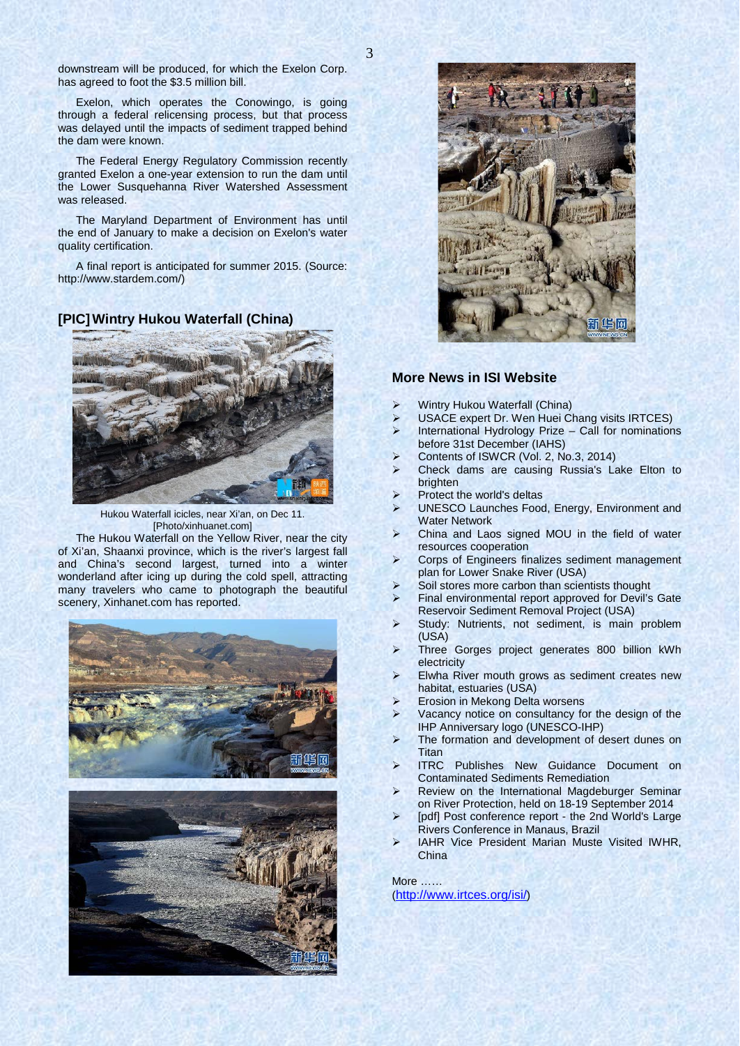downstream will be produced, for which the Exelon Corp. has agreed to foot the $3.5 million bill.

Exelon, which operates the Conowingo, is going through a federal relicensing process, but that process was delayed until the impacts of sediment trapped behind the dam were known.

The Federal Energy Regulatory Commission recently granted Exelon a one-year extension to run the dam until the Lower Susquehanna River Watershed Assessment was released.

The Maryland Department of Environment has until the end of January to make a decision on Exelon's water quality certification.

A final report is anticipated for summer 2015. (Source: http://www.stardem.com/)

## [PIC] Wintry Hukou Waterfall (China)

Hukou Waterfall icicles, near Xi'an, on Dec 11. [Photo/xinhuanet.com]

The Hukou Waterfall on the Yellow River, near the city of Xi'an, Shaanxi province, which is the river's largest fall and China's second largest, turned into a winter wonderland after icing up during the cold spell, attracting many travelers who came to photograph the beautiful scenery, Xinhanet.com has reported.

## More News in ISI Website

- Wintry Hukou Waterfall (China)
- USACE expert Dr. Wen Huei Chang visits IRTCES)
- International Hydrology Prize – Call for nominations before 31st December (IAHS)
- Contents of ISWCR (Vol. 2, No.3, 2014)
- Check dams are causing Russia's Lake Elton to brighten
- Protect the world's deltas
- UNESCO Launches Food, Energy, Environment and Water Network
- China and Laos signed MOU in the field of water resources cooperation
- Corps of Engineers finalizes sediment management plan for Lower Snake River (USA)
- Soil stores more carbon than scientists thought
- Final environmental report approved for Devil's Gate Reservoir Sediment Removal Project (USA)
- Study: Nutrients, not sediment, is main problem (USA)
- Three Gorges project generates 800 billion kWh electricity
- Elwha River mouth grows as sediment creates new habitat, estuaries (USA)
- Erosion in Mekong Delta worsens
- Vacancy notice on consultancy for the design of the IHP Anniversary logo (UNESCO-IHP)
- The formation and development of desert dunes on Titan
- ITRC Publishes New Guidance Document on Contaminated Sediments Remediation
- Review on the International Magdeburger Seminar on River Protection, held on 18-19 September 2014
- [pdf] Post conference report - the 2nd World's Large Rivers Conference in Manaus, Brazil
- IAHR Vice President Marian Muste Visited IWHR, China

More ……
(http://www.irtces.org/isi/)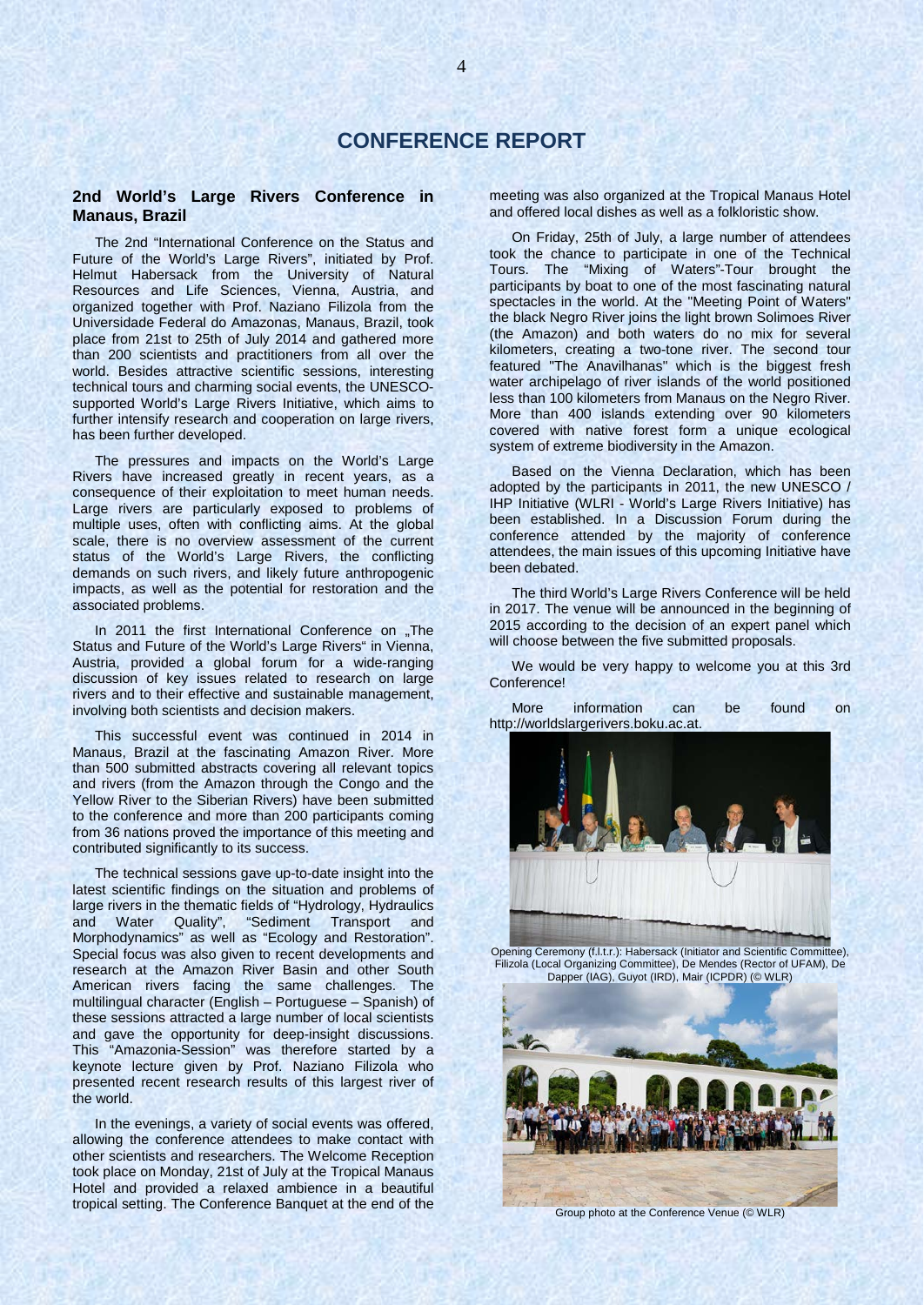# CONFERENCE REPORT

## 2nd World's Large Rivers Conference in Manaus, Brazil

The 2nd "International Conference on the Status and Future of the World's Large Rivers", initiated by Prof. Helmut Habersack from the University of Natural Resources and Life Sciences, Vienna, Austria, and organized together with Prof. Naziano Filizola from the Universidade Federal do Amazonas, Manaus, Brazil, took place from 21st to 25th of July 2014 and gathered more than 200 scientists and practitioners from all over the world. Besides attractive scientific sessions, interesting technical tours and charming social events, the UNESCO-supported World's Large Rivers Initiative, which aims to further intensify research and cooperation on large rivers, has been further developed.

The pressures and impacts on the World's Large Rivers have increased greatly in recent years, as a consequence of their exploitation to meet human needs. Large rivers are particularly exposed to problems of multiple uses, often with conflicting aims. At the global scale, there is no overview assessment of the current status of the World's Large Rivers, the conflicting demands on such rivers, and likely future anthropogenic impacts, as well as the potential for restoration and the associated problems.

In 2011 the first International Conference on „The Status and Future of the World's Large Rivers" in Vienna, Austria, provided a global forum for a wide-ranging discussion of key issues related to research on large rivers and to their effective and sustainable management, involving both scientists and decision makers.

This successful event was continued in 2014 in Manaus, Brazil at the fascinating Amazon River. More than 500 submitted abstracts covering all relevant topics and rivers (from the Amazon through the Congo and the Yellow River to the Siberian Rivers) have been submitted to the conference and more than 200 participants coming from 36 nations proved the importance of this meeting and contributed significantly to its success.

The technical sessions gave up-to-date insight into the latest scientific findings on the situation and problems of large rivers in the thematic fields of "Hydrology, Hydraulics and Water Quality", "Sediment Transport and Morphodynamics" as well as "Ecology and Restoration". Special focus was also given to recent developments and research at the Amazon River Basin and other South American rivers facing the same challenges. The multilingual character (English – Portuguese – Spanish) of these sessions attracted a large number of local scientists and gave the opportunity for deep-insight discussions. This "Amazonia-Session" was therefore started by a keynote lecture given by Prof. Naziano Filizola who presented recent research results of this largest river of the world.

In the evenings, a variety of social events was offered, allowing the conference attendees to make contact with other scientists and researchers. The Welcome Reception took place on Monday, 21st of July at the Tropical Manaus Hotel and provided a relaxed ambience in a beautiful tropical setting. The Conference Banquet at the end of the meeting was also organized at the Tropical Manaus Hotel and offered local dishes as well as a folkloristic show.

On Friday, 25th of July, a large number of attendees took the chance to participate in one of the Technical Tours. The "Mixing of Waters"-Tour brought the participants by boat to one of the most fascinating natural spectacles in the world. At the "Meeting Point of Waters" the black Negro River joins the light brown Solimoes River (the Amazon) and both waters do no mix for several kilometers, creating a two-tone river. The second tour featured "The Anavilhanas" which is the biggest fresh water archipelago of river islands of the world positioned less than 100 kilometers from Manaus on the Negro River. More than 400 islands extending over 90 kilometers covered with native forest form a unique ecological system of extreme biodiversity in the Amazon.

Based on the Vienna Declaration, which has been adopted by the participants in 2011, the new UNESCO / IHP Initiative (WLRI - World's Large Rivers Initiative) has been established. In a Discussion Forum during the conference attended by the majority of conference attendees, the main issues of this upcoming Initiative have been debated.

The third World's Large Rivers Conference will be held in 2017. The venue will be announced in the beginning of 2015 according to the decision of an expert panel which will choose between the five submitted proposals.

We would be very happy to welcome you at this 3rd Conference!

More information can be found on http://worldslargerivers.boku.ac.at.

Opening Ceremony (f.l.t.r.): Habersack (Initiator and Scientific Committee), Filizola (Local Organizing Committee), De Mendes (Rector of UFAM), De Dapper (IAG), Guyot (IRD), Mair (ICPDR) (© WLR)

Group photo at the Conference Venue (© WLR)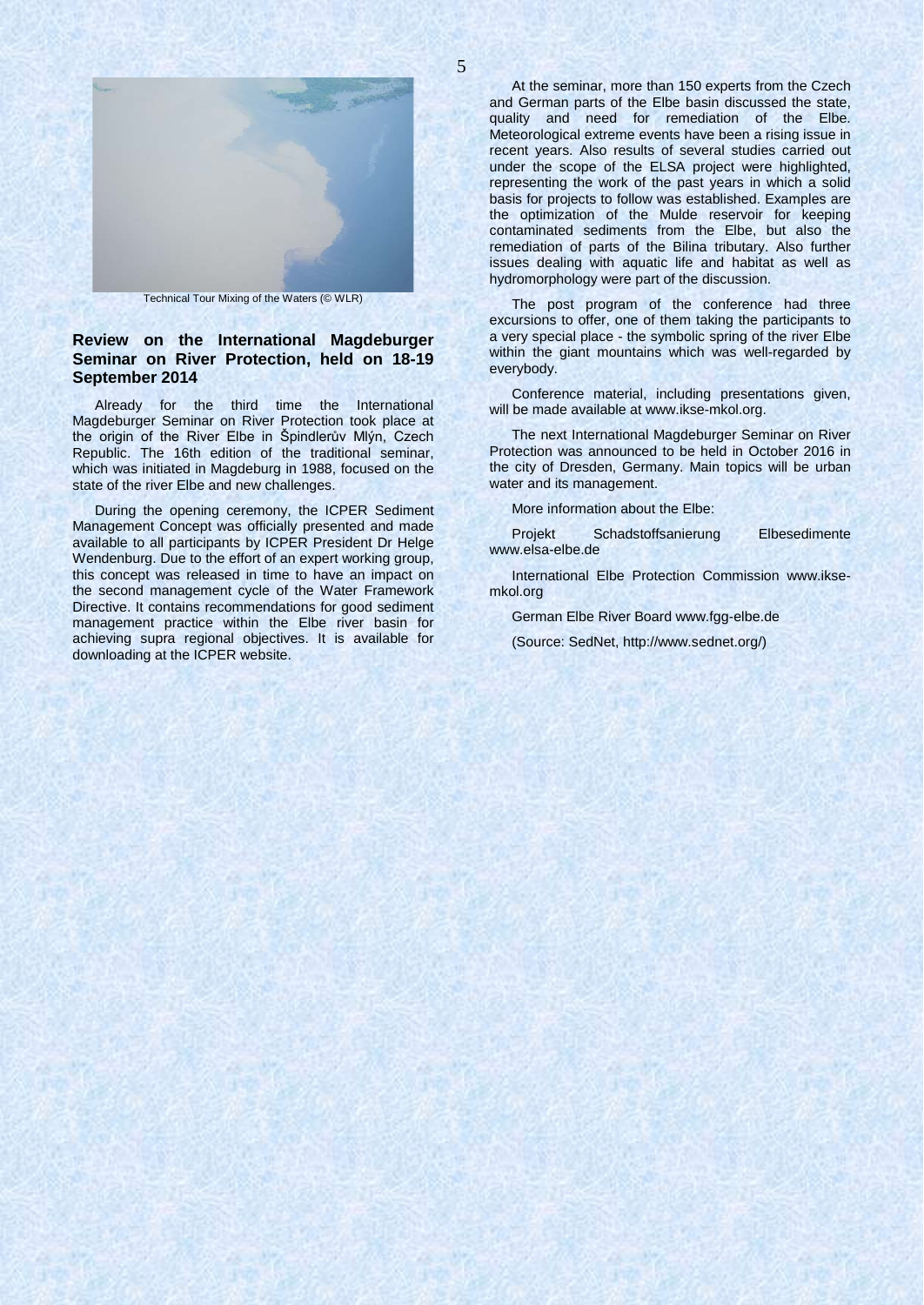Technical Tour Mixing of the Waters (© WLR)

## Review on the International Magdeburger Seminar on River Protection, held on 18-19 September 2014

Already for the third time the International Magdeburger Seminar on River Protection took place at the origin of the River Elbe in Špindlerův Mlýn, Czech Republic. The 16th edition of the traditional seminar, which was initiated in Magdeburg in 1988, focused on the state of the river Elbe and new challenges.

During the opening ceremony, the ICPER Sediment Management Concept was officially presented and made available to all participants by ICPER President Dr Helge Wendenburg. Due to the effort of an expert working group, this concept was released in time to have an impact on the second management cycle of the Water Framework Directive. It contains recommendations for good sediment management practice within the Elbe river basin for achieving supra regional objectives. It is available for downloading at the ICPER website.

At the seminar, more than 150 experts from the Czech and German parts of the Elbe basin discussed the state, quality and need for remediation of the Elbe. Meteorological extreme events have been a rising issue in recent years. Also results of several studies carried out under the scope of the ELSA project were highlighted, representing the work of the past years in which a solid basis for projects to follow was established. Examples are the optimization of the Mulde reservoir for keeping contaminated sediments from the Elbe, but also the remediation of parts of the Bilina tributary. Also further issues dealing with aquatic life and habitat as well as hydromorphology were part of the discussion.

The post program of the conference had three excursions to offer, one of them taking the participants to a very special place - the symbolic spring of the river Elbe within the giant mountains which was well-regarded by everybody.

Conference material, including presentations given, will be made available at www.ikse-mkol.org.

The next International Magdeburger Seminar on River Protection was announced to be held in October 2016 in the city of Dresden, Germany. Main topics will be urban water and its management.

More information about the Elbe:

Projekt Schadstoffsanierung Elbesedimente www.elsa-elbe.de

International Elbe Protection Commission www.ikse-mkol.org

German Elbe River Board www.fgg-elbe.de

(Source: SedNet, http://www.sednet.org/)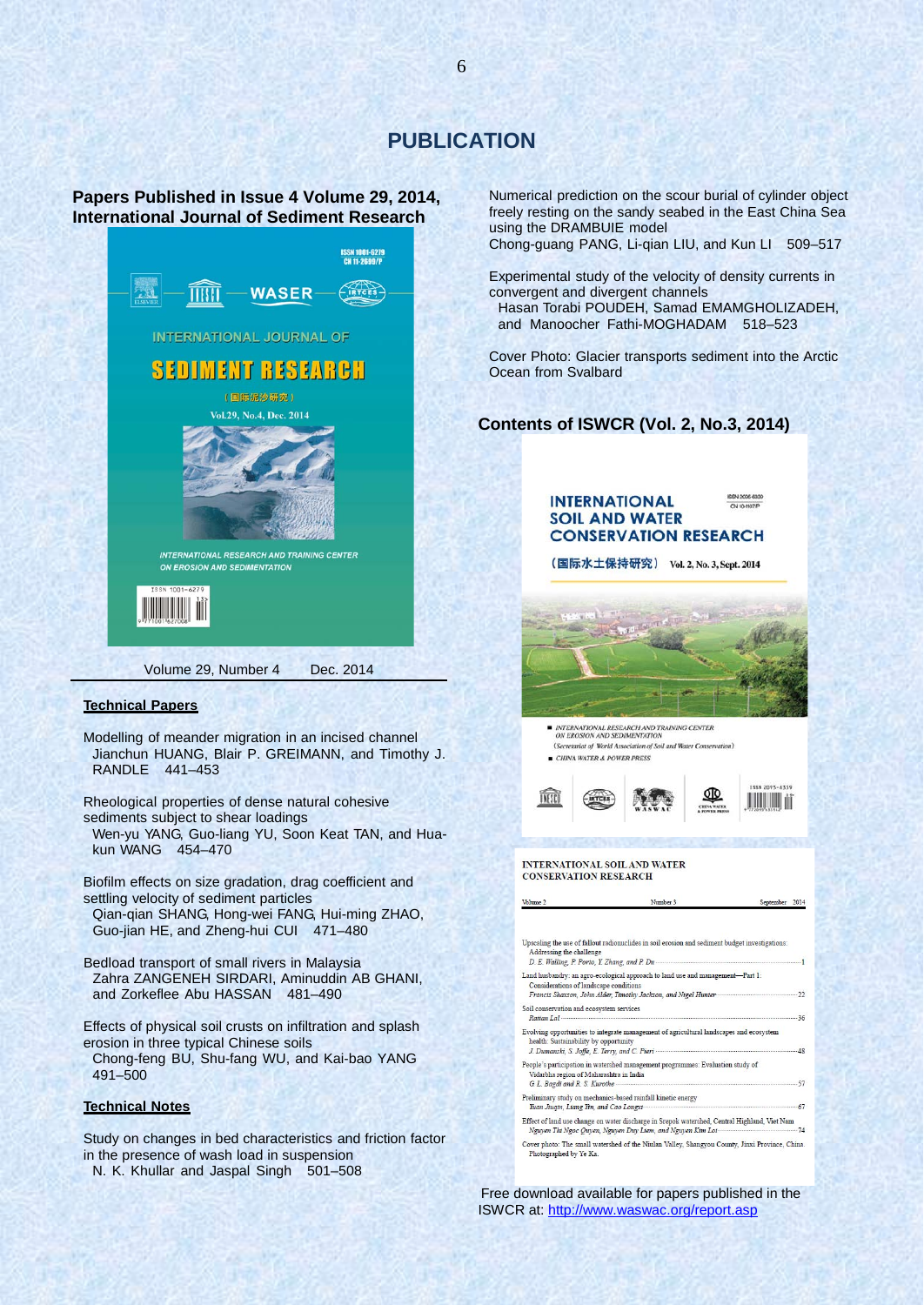# PUBLICATION

## Papers Published in Issue 4 Volume 29, 2014, International Journal of Sediment Research

Volume 29, Number 4 Dec. 2014

**Technical Papers**

Modelling of meander migration in an incised channel
Jianchun HUANG, Blair P. GREIMANN, and Timothy J. RANDLE 441–453

Rheological properties of dense natural cohesive sediments subject to shear loadings
Wen-yu YANG, Guo-liang YU, Soon Keat TAN, and Hua-kun WANG 454–470

Biofilm effects on size gradation, drag coefficient and settling velocity of sediment particles
Qian-qian SHANG, Hong-wei FANG, Hui-ming ZHAO, Guo-jian HE, and Zheng-hui CUI 471–480

Bedload transport of small rivers in Malaysia
Zahra ZANGENEH SIRDARI, Aminuddin AB GHANI, and Zorkeflee Abu HASSAN 481–490

Effects of physical soil crusts on infiltration and splash erosion in three typical Chinese soils
Chong-feng BU, Shu-fang WU, and Kai-bao YANG 491–500

**Technical Notes**

Study on changes in bed characteristics and friction factor in the presence of wash load in suspension
N. K. Khullar and Jaspal Singh 501–508

Numerical prediction on the scour burial of cylinder object freely resting on the sandy seabed in the East China Sea using the DRAMBUIE model
Chong-guang PANG, Li-qian LIU, and Kun LI 509–517

Experimental study of the velocity of density currents in convergent and divergent channels
Hasan Torabi POUDEH, Samad EMAMGHOLIZADEH, and Manoocher Fathi-MOGHADAM 518–523

Cover Photo: Glacier transports sediment into the Arctic Ocean from Svalbard

## Contents of ISWCR (Vol. 2, No.3, 2014)

INTERNATIONAL SOIL AND WATER CONSERVATION RESEARCH

Volume 2 Number 3 September 2014

Upscaling the use of fallout radionuclides in soil erosion and sediment budget investigations: Addressing the challenge
*D. E. Walling, P. Porto, Y. Zhang, and P. Du* 1

Land husbandry: an agro-ecological approach to land use and management—Part 1: Considerations of landscape conditions
*Francis Shaxson, John Alder, Timothy Jackson, and Nigel Hunter* 22

Soil conservation and ecosystem services
*Rattan Lal* 36

Evolving opportunities to integrate management of agricultural landscapes and ecosystem health: Sustainability by opportunity
*J. Dumanski, S. Joffe, E. Terry, and C. Pieri* 48

People's participation in watershed management programmes: Evaluation study of Vidarbha region of Maharashtra in India
*G. L. Bagdi and R. S. Kurothe* 57

Preliminary study on mechanics-based rainfall kinetic energy
*Yuan Jiuqin, Liang Yin, and Cao Longxi* 67

Effect of land use change on water discharge in Srepok watershed, Central Highland, Viet Nam
*Nguyen Tra Ngoc Quyen, Nguyen Duy Liem, and Nguyen Kim Loi* 74

Cover photo: The small watershed of the Niulan Valley, Shangyou County, Jinxi Province, China. Photographed by Ye Ka.

Free download available for papers published in the ISWCR at: http://www.waswac.org/report.asp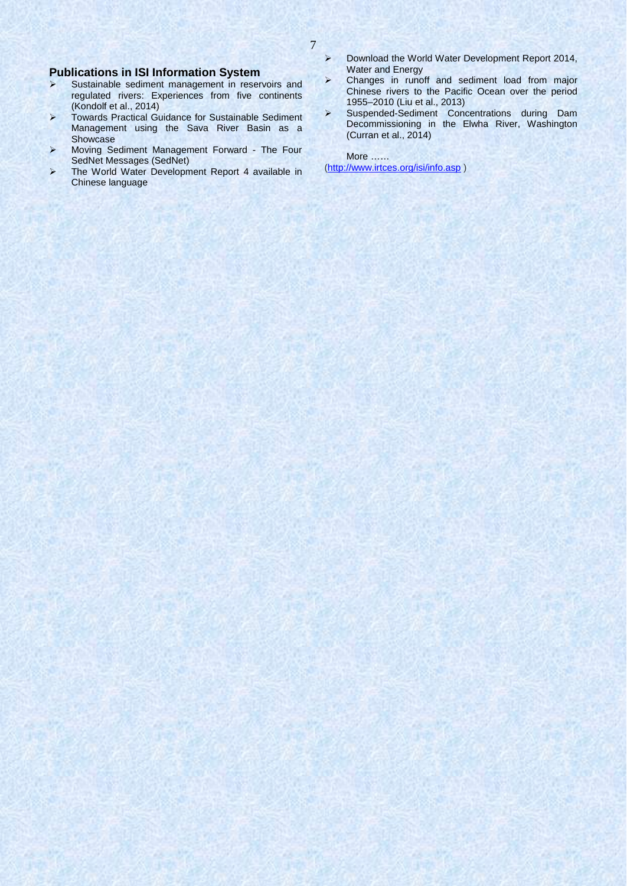## Publications in ISI Information System

- Sustainable sediment management in reservoirs and regulated rivers: Experiences from five continents (Kondolf et al., 2014)
- Towards Practical Guidance for Sustainable Sediment Management using the Sava River Basin as a Showcase
- Moving Sediment Management Forward - The Four SedNet Messages (SedNet)
- The World Water Development Report 4 available in Chinese language
- Download the World Water Development Report 2014, Water and Energy
- Changes in runoff and sediment load from major Chinese rivers to the Pacific Ocean over the period 1955–2010 (Liu et al., 2013)
- Suspended-Sediment Concentrations during Dam Decommissioning in the Elwha River, Washington (Curran et al., 2014)

More ……

(http://www.irtces.org/isi/info.asp )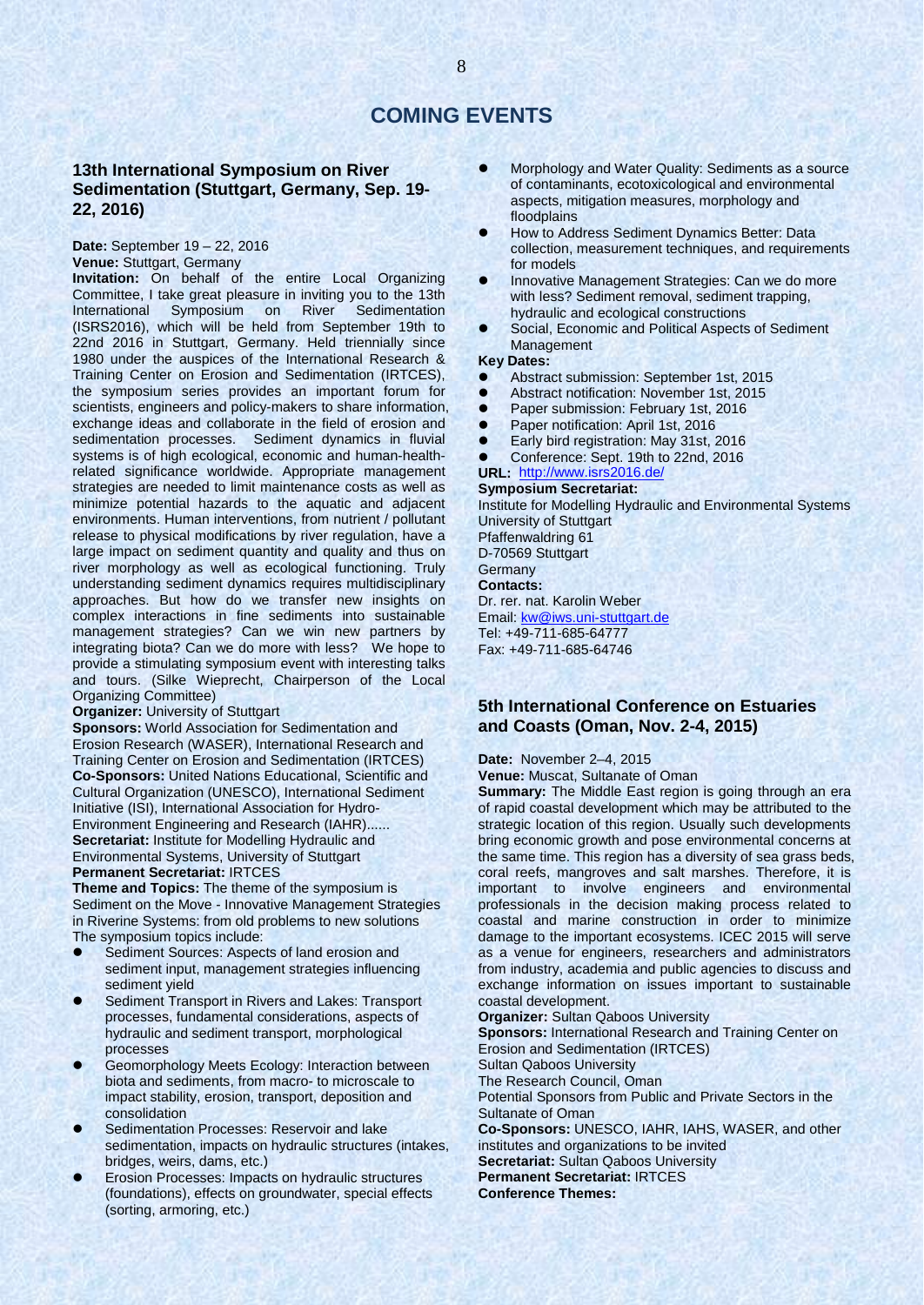# COMING EVENTS

## 13th International Symposium on River Sedimentation (Stuttgart, Germany, Sep. 19-22, 2016)

**Date:** September 19 – 22, 2016
**Venue:** Stuttgart, Germany
**Invitation:** On behalf of the entire Local Organizing Committee, I take great pleasure in inviting you to the 13th International Symposium on River Sedimentation (ISRS2016), which will be held from September 19th to 22nd 2016 in Stuttgart, Germany. Held triennially since 1980 under the auspices of the International Research & Training Center on Erosion and Sedimentation (IRTCES), the symposium series provides an important forum for scientists, engineers and policy-makers to share information, exchange ideas and collaborate in the field of erosion and sedimentation processes. Sediment dynamics in fluvial systems is of high ecological, economic and human-health-related significance worldwide. Appropriate management strategies are needed to limit maintenance costs as well as minimize potential hazards to the aquatic and adjacent environments. Human interventions, from nutrient / pollutant release to physical modifications by river regulation, have a large impact on sediment quantity and quality and thus on river morphology as well as ecological functioning. Truly understanding sediment dynamics requires multidisciplinary approaches. But how do we transfer new insights on complex interactions in fine sediments into sustainable management strategies? Can we win new partners by integrating biota? Can we do more with less? We hope to provide a stimulating symposium event with interesting talks and tours. (Silke Wieprecht, Chairperson of the Local Organizing Committee)
**Organizer:** University of Stuttgart
**Sponsors:** World Association for Sedimentation and Erosion Research (WASER), International Research and Training Center on Erosion and Sedimentation (IRTCES)
**Co-Sponsors:** United Nations Educational, Scientific and Cultural Organization (UNESCO), International Sediment Initiative (ISI), International Association for Hydro-Environment Engineering and Research (IAHR)......
**Secretariat:** Institute for Modelling Hydraulic and Environmental Systems, University of Stuttgart
**Permanent Secretariat:** IRTCES
**Theme and Topics:** The theme of the symposium is Sediment on the Move - Innovative Management Strategies in Riverine Systems: from old problems to new solutions
The symposium topics include:

- Sediment Sources: Aspects of land erosion and sediment input, management strategies influencing sediment yield
- Sediment Transport in Rivers and Lakes: Transport processes, fundamental considerations, aspects of hydraulic and sediment transport, morphological processes
- Geomorphology Meets Ecology: Interaction between biota and sediments, from macro- to microscale to impact stability, erosion, transport, deposition and consolidation
- Sedimentation Processes: Reservoir and lake sedimentation, impacts on hydraulic structures (intakes, bridges, weirs, dams, etc.)
- Erosion Processes: Impacts on hydraulic structures (foundations), effects on groundwater, special effects (sorting, armoring, etc.)
- Morphology and Water Quality: Sediments as a source of contaminants, ecotoxicological and environmental aspects, mitigation measures, morphology and floodplains
- How to Address Sediment Dynamics Better: Data collection, measurement techniques, and requirements for models
- Innovative Management Strategies: Can we do more with less? Sediment removal, sediment trapping, hydraulic and ecological constructions
- Social, Economic and Political Aspects of Sediment Management

**Key Dates:**

- Abstract submission: September 1st, 2015
- Abstract notification: November 1st, 2015
- Paper submission: February 1st, 2016
- Paper notification: April 1st, 2016
- Early bird registration: May 31st, 2016
- Conference: Sept. 19th to 22nd, 2016

**URL:** http://www.isrs2016.de/
**Symposium Secretariat:**
Institute for Modelling Hydraulic and Environmental Systems
University of Stuttgart
Pfaffenwaldring 61
D-70569 Stuttgart
Germany
**Contacts:**
Dr. rer. nat. Karolin Weber
Email: kw@iws.uni-stuttgart.de
Tel: +49-711-685-64777
Fax: +49-711-685-64746

## 5th International Conference on Estuaries and Coasts (Oman, Nov. 2-4, 2015)

**Date:** November 2–4, 2015
**Venue:** Muscat, Sultanate of Oman
**Summary:** The Middle East region is going through an era of rapid coastal development which may be attributed to the strategic location of this region. Usually such developments bring economic growth and pose environmental concerns at the same time. This region has a diversity of sea grass beds, coral reefs, mangroves and salt marshes. Therefore, it is important to involve engineers and environmental professionals in the decision making process related to coastal and marine construction in order to minimize damage to the important ecosystems. ICEC 2015 will serve as a venue for engineers, researchers and administrators from industry, academia and public agencies to discuss and exchange information on issues important to sustainable coastal development.
**Organizer:** Sultan Qaboos University
**Sponsors:** International Research and Training Center on Erosion and Sedimentation (IRTCES)
Sultan Qaboos University
The Research Council, Oman
Potential Sponsors from Public and Private Sectors in the Sultanate of Oman
**Co-Sponsors:** UNESCO, IAHR, IAHS, WASER, and other institutes and organizations to be invited
**Secretariat:** Sultan Qaboos University
**Permanent Secretariat:** IRTCES
**Conference Themes:**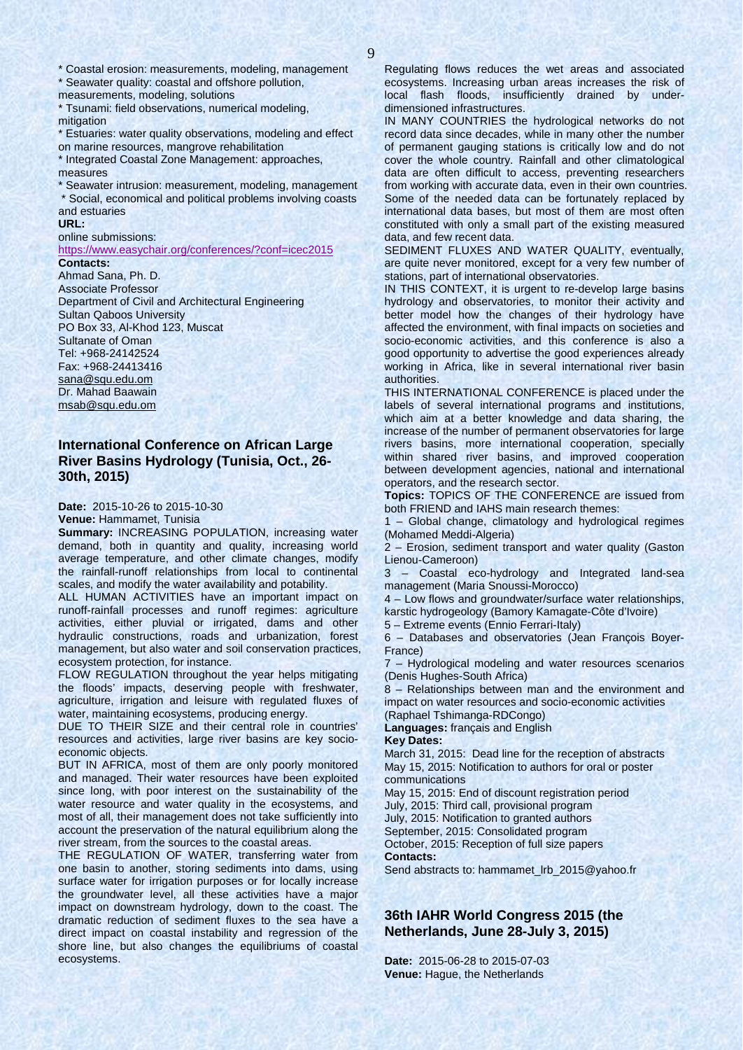* Coastal erosion: measurements, modeling, management
* Seawater quality: coastal and offshore pollution, measurements, modeling, solutions
* Tsunami: field observations, numerical modeling, mitigation
* Estuaries: water quality observations, modeling and effect on marine resources, mangrove rehabilitation
* Integrated Coastal Zone Management: approaches, measures
* Seawater intrusion: measurement, modeling, management
* Social, economical and political problems involving coasts and estuaries

**URL:**

online submissions:
https://www.easychair.org/conferences/?conf=icec2015

**Contacts:**

Ahmad Sana, Ph. D.
Associate Professor
Department of Civil and Architectural Engineering
Sultan Qaboos University
PO Box 33, Al-Khod 123, Muscat
Sultanate of Oman
Tel: +968-24142524
Fax: +968-24413416
sana@squ.edu.om
Dr. Mahad Baawain
msab@squ.edu.om

### International Conference on African Large River Basins Hydrology (Tunisia, Oct., 26-30th, 2015)

**Date:** 2015-10-26 to 2015-10-30
**Venue:** Hammamet, Tunisia

**Summary:** INCREASING POPULATION, increasing water demand, both in quantity and quality, increasing world average temperature, and other climate changes, modify the rainfall-runoff relationships from local to continental scales, and modify the water availability and potability.

ALL HUMAN ACTIVITIES have an important impact on runoff-rainfall processes and runoff regimes: agriculture activities, either pluvial or irrigated, dams and other hydraulic constructions, roads and urbanization, forest management, but also water and soil conservation practices, ecosystem protection, for instance.

FLOW REGULATION throughout the year helps mitigating the floods' impacts, deserving people with freshwater, agriculture, irrigation and leisure with regulated fluxes of water, maintaining ecosystems, producing energy.

DUE TO THEIR SIZE and their central role in countries' resources and activities, large river basins are key socio-economic objects.

BUT IN AFRICA, most of them are only poorly monitored and managed. Their water resources have been exploited since long, with poor interest on the sustainability of the water resource and water quality in the ecosystems, and most of all, their management does not take sufficiently into account the preservation of the natural equilibrium along the river stream, from the sources to the coastal areas.

THE REGULATION OF WATER, transferring water from one basin to another, storing sediments into dams, using surface water for irrigation purposes or for locally increase the groundwater level, all these activities have a major impact on downstream hydrology, down to the coast. The dramatic reduction of sediment fluxes to the sea have a direct impact on coastal instability and regression of the shore line, but also changes the equilibriums of coastal ecosystems.

Regulating flows reduces the wet areas and associated ecosystems. Increasing urban areas increases the risk of local flash floods, insufficiently drained by under-dimensioned infrastructures.

IN MANY COUNTRIES the hydrological networks do not record data since decades, while in many other the number of permanent gauging stations is critically low and do not cover the whole country. Rainfall and other climatological data are often difficult to access, preventing researchers from working with accurate data, even in their own countries. Some of the needed data can be fortunately replaced by international data bases, but most of them are most often constituted with only a small part of the existing measured data, and few recent data.

SEDIMENT FLUXES AND WATER QUALITY, eventually, are quite never monitored, except for a very few number of stations, part of international observatories.

IN THIS CONTEXT, it is urgent to re-develop large basins hydrology and observatories, to monitor their activity and better model how the changes of their hydrology have affected the environment, with final impacts on societies and socio-economic activities, and this conference is also a good opportunity to advertise the good experiences already working in Africa, like in several international river basin authorities.

THIS INTERNATIONAL CONFERENCE is placed under the labels of several international programs and institutions, which aim at a better knowledge and data sharing, the increase of the number of permanent observatories for large rivers basins, more international cooperation, specially within shared river basins, and improved cooperation between development agencies, national and international operators, and the research sector.

**Topics:** TOPICS OF THE CONFERENCE are issued from both FRIEND and IAHS main research themes:

1 – Global change, climatology and hydrological regimes (Mohamed Meddi-Algeria)
2 – Erosion, sediment transport and water quality (Gaston Lienou-Cameroon)
3 – Coastal eco-hydrology and Integrated land-sea management (Maria Snoussi-Morocco)
4 – Low flows and groundwater/surface water relationships, karstic hydrogeology (Bamory Kamagate-Côte d'Ivoire)
5 – Extreme events (Ennio Ferrari-Italy)
6 – Databases and observatories (Jean François Boyer-France)
7 – Hydrological modeling and water resources scenarios (Denis Hughes-South Africa)
8 – Relationships between man and the environment and impact on water resources and socio-economic activities (Raphael Tshimanga-RDCongo)

**Languages:** français and English

**Key Dates:**

March 31, 2015: Dead line for the reception of abstracts
May 15, 2015: Notification to authors for oral or poster communications
May 15, 2015: End of discount registration period
July, 2015: Third call, provisional program
July, 2015: Notification to granted authors
September, 2015: Consolidated program
October, 2015: Reception of full size papers

**Contacts:**

Send abstracts to: hammamet_lrb_2015@yahoo.fr

### 36th IAHR World Congress 2015 (the Netherlands, June 28-July 3, 2015)

**Date:** 2015-06-28 to 2015-07-03
**Venue:** Hague, the Netherlands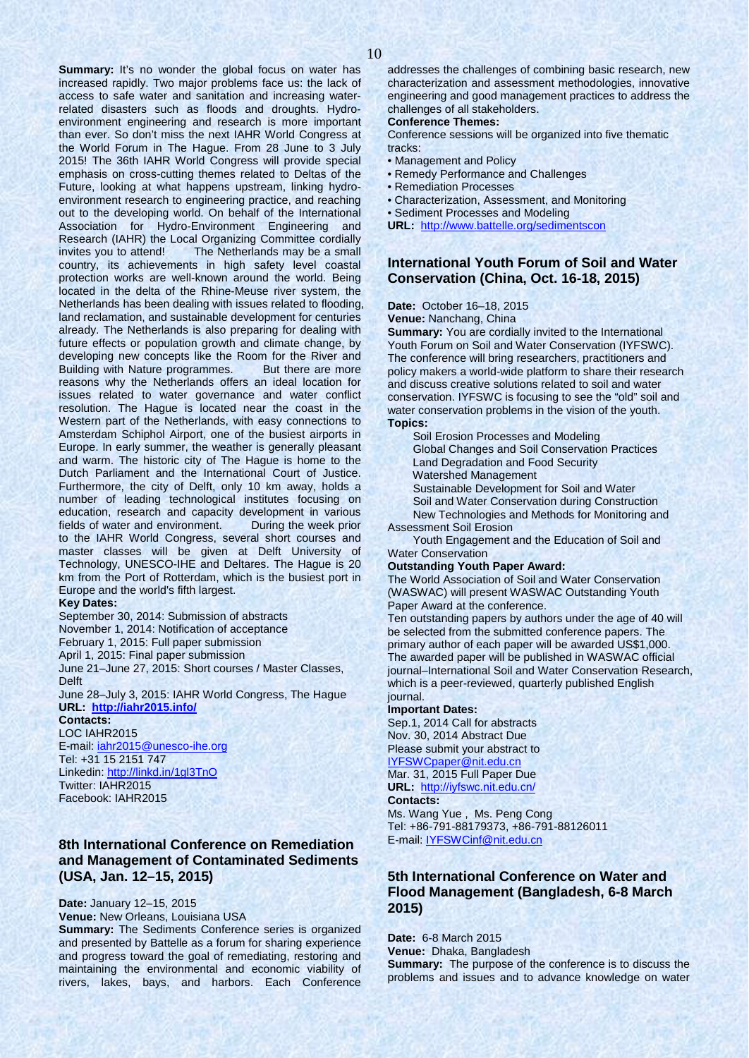**Summary:** It's no wonder the global focus on water has increased rapidly. Two major problems face us: the lack of access to safe water and sanitation and increasing water-related disasters such as floods and droughts. Hydro-environment engineering and research is more important than ever. So don't miss the next IAHR World Congress at the World Forum in The Hague. From 28 June to 3 July 2015! The 36th IAHR World Congress will provide special emphasis on cross-cutting themes related to Deltas of the Future, looking at what happens upstream, linking hydro-environment research to engineering practice, and reaching out to the developing world. On behalf of the International Association for Hydro-Environment Engineering and Research (IAHR) the Local Organizing Committee cordially invites you to attend! The Netherlands may be a small country, its achievements in high safety level coastal protection works are well-known around the world. Being located in the delta of the Rhine-Meuse river system, the Netherlands has been dealing with issues related to flooding, land reclamation, and sustainable development for centuries already. The Netherlands is also preparing for dealing with future effects or population growth and climate change, by developing new concepts like the Room for the River and Building with Nature programmes. But there are more reasons why the Netherlands offers an ideal location for issues related to water governance and water conflict resolution. The Hague is located near the coast in the Western part of the Netherlands, with easy connections to Amsterdam Schiphol Airport, one of the busiest airports in Europe. In early summer, the weather is generally pleasant and warm. The historic city of The Hague is home to the Dutch Parliament and the International Court of Justice. Furthermore, the city of Delft, only 10 km away, holds a number of leading technological institutes focusing on education, research and capacity development in various fields of water and environment. During the week prior to the IAHR World Congress, several short courses and master classes will be given at Delft University of Technology, UNESCO-IHE and Deltares. The Hague is 20 km from the Port of Rotterdam, which is the busiest port in Europe and the world's fifth largest.

**Key Dates:**

September 30, 2014: Submission of abstracts
November 1, 2014: Notification of acceptance
February 1, 2015: Full paper submission
April 1, 2015: Final paper submission
June 21–June 27, 2015: Short courses / Master Classes, Delft
June 28–July 3, 2015: IAHR World Congress, The Hague

**URL:** **http://iahr2015.info/**

**Contacts:**

LOC IAHR2015
E-mail: iahr2015@unesco-ihe.org
Tel: +31 15 2151 747
Linkedin: http://linkd.in/1gl3TnO
Twitter: IAHR2015
Facebook: IAHR2015

## 8th International Conference on Remediation and Management of Contaminated Sediments (USA, Jan. 12–15, 2015)

**Date:** January 12–15, 2015
**Venue:** New Orleans, Louisiana USA
**Summary:** The Sediments Conference series is organized and presented by Battelle as a forum for sharing experience and progress toward the goal of remediating, restoring and maintaining the environmental and economic viability of rivers, lakes, bays, and harbors. Each Conference addresses the challenges of combining basic research, new characterization and assessment methodologies, innovative engineering and good management practices to address the challenges of all stakeholders.

**Conference Themes:**

Conference sessions will be organized into five thematic tracks:

- Management and Policy
- Remedy Performance and Challenges
- Remediation Processes
- Characterization, Assessment, and Monitoring
- Sediment Processes and Modeling

**URL:** http://www.battelle.org/sedimentscon

## International Youth Forum of Soil and Water Conservation (China, Oct. 16-18, 2015)

**Date:** October 16–18, 2015
**Venue:** Nanchang, China
**Summary:** You are cordially invited to the International Youth Forum on Soil and Water Conservation (IYFSWC). The conference will bring researchers, practitioners and policy makers a world-wide platform to share their research and discuss creative solutions related to soil and water conservation. IYFSWC is focusing to see the "old" soil and water conservation problems in the vision of the youth.

**Topics:**

Soil Erosion Processes and Modeling
Global Changes and Soil Conservation Practices
Land Degradation and Food Security
Watershed Management
Sustainable Development for Soil and Water
Soil and Water Conservation during Construction
New Technologies and Methods for Monitoring and Assessment Soil Erosion
Youth Engagement and the Education of Soil and Water Conservation

**Outstanding Youth Paper Award:**

The World Association of Soil and Water Conservation (WASWAC) will present WASWAC Outstanding Youth Paper Award at the conference.

Ten outstanding papers by authors under the age of 40 will be selected from the submitted conference papers. The primary author of each paper will be awarded US$1,000. The awarded paper will be published in WASWAC official journal–International Soil and Water Conservation Research, which is a peer-reviewed, quarterly published English journal.

**Important Dates:**

Sep.1, 2014 Call for abstracts
Nov. 30, 2014 Abstract Due
Please submit your abstract to IYFSWCpaper@nit.edu.cn
Mar. 31, 2015 Full Paper Due

**URL:** http://iyfswc.nit.edu.cn/

**Contacts:**

Ms. Wang Yue , Ms. Peng Cong
Tel: +86-791-88179373, +86-791-88126011
E-mail: IYFSWCinf@nit.edu.cn

## 5th International Conference on Water and Flood Management (Bangladesh, 6-8 March 2015)

**Date:** 6-8 March 2015
**Venue:** Dhaka, Bangladesh
**Summary:** The purpose of the conference is to discuss the problems and issues and to advance knowledge on water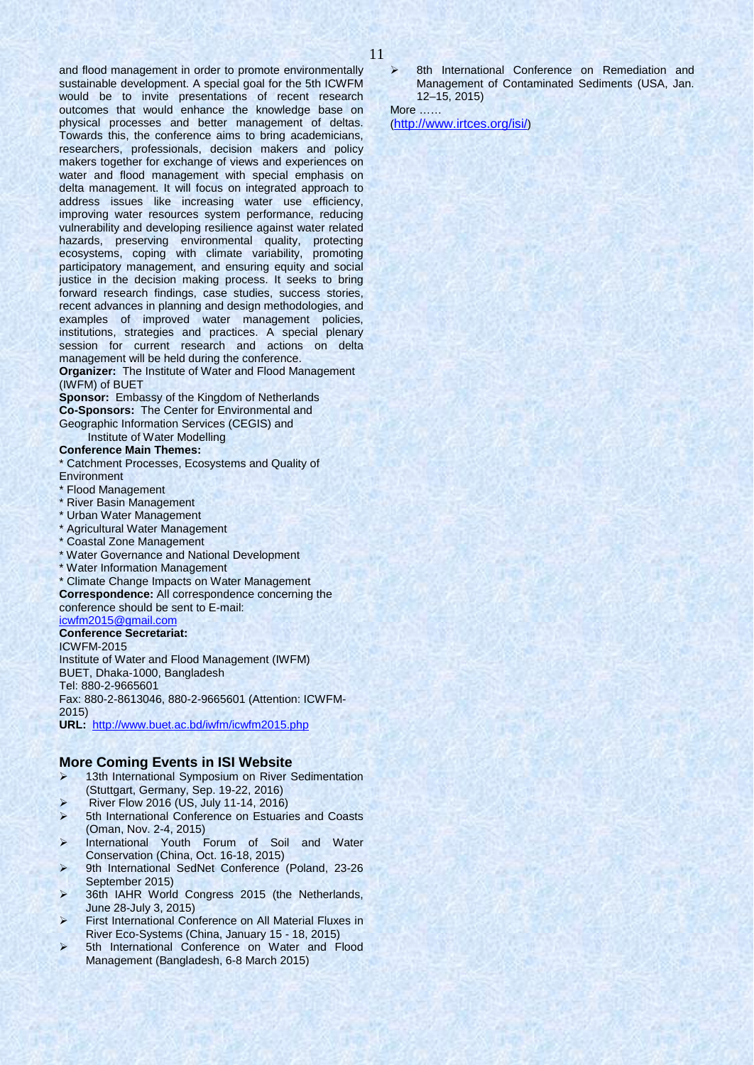and flood management in order to promote environmentally sustainable development. A special goal for the 5th ICWFM would be to invite presentations of recent research outcomes that would enhance the knowledge base on physical processes and better management of deltas. Towards this, the conference aims to bring academicians, researchers, professionals, decision makers and policy makers together for exchange of views and experiences on water and flood management with special emphasis on delta management. It will focus on integrated approach to address issues like increasing water use efficiency, improving water resources system performance, reducing vulnerability and developing resilience against water related hazards, preserving environmental quality, protecting ecosystems, coping with climate variability, promoting participatory management, and ensuring equity and social justice in the decision making process. It seeks to bring forward research findings, case studies, success stories, recent advances in planning and design methodologies, and examples of improved water management policies, institutions, strategies and practices. A special plenary session for current research and actions on delta management will be held during the conference.

**Organizer:** The Institute of Water and Flood Management (IWFM) of BUET

**Sponsor:** Embassy of the Kingdom of Netherlands

**Co-Sponsors:** The Center for Environmental and Geographic Information Services (CEGIS) and Institute of Water Modelling

**Conference Main Themes:**

* Catchment Processes, Ecosystems and Quality of Environment
* Flood Management
* River Basin Management
* Urban Water Management
* Agricultural Water Management
* Coastal Zone Management
* Water Governance and National Development
* Water Information Management
* Climate Change Impacts on Water Management

**Correspondence:** All correspondence concerning the conference should be sent to E-mail: icwfm2015@gmail.com

**Conference Secretariat:**

ICWFM-2015
Institute of Water and Flood Management (IWFM)
BUET, Dhaka-1000, Bangladesh
Tel: 880-2-9665601
Fax: 880-2-8613046, 880-2-9665601 (Attention: ICWFM-2015)

**URL:** http://www.buet.ac.bd/iwfm/icwfm2015.php

## More Coming Events in ISI Website

- 13th International Symposium on River Sedimentation (Stuttgart, Germany, Sep. 19-22, 2016)
- River Flow 2016 (US, July 11-14, 2016)
- 5th International Conference on Estuaries and Coasts (Oman, Nov. 2-4, 2015)
- International Youth Forum of Soil and Water Conservation (China, Oct. 16-18, 2015)
- 9th International SedNet Conference (Poland, 23-26 September 2015)
- 36th IAHR World Congress 2015 (the Netherlands, June 28-July 3, 2015)
- First International Conference on All Material Fluxes in River Eco-Systems (China, January 15 - 18, 2015)
- 5th International Conference on Water and Flood Management (Bangladesh, 6-8 March 2015)
- 8th International Conference on Remediation and Management of Contaminated Sediments (USA, Jan. 12–15, 2015)

More ……
(http://www.irtces.org/isi/)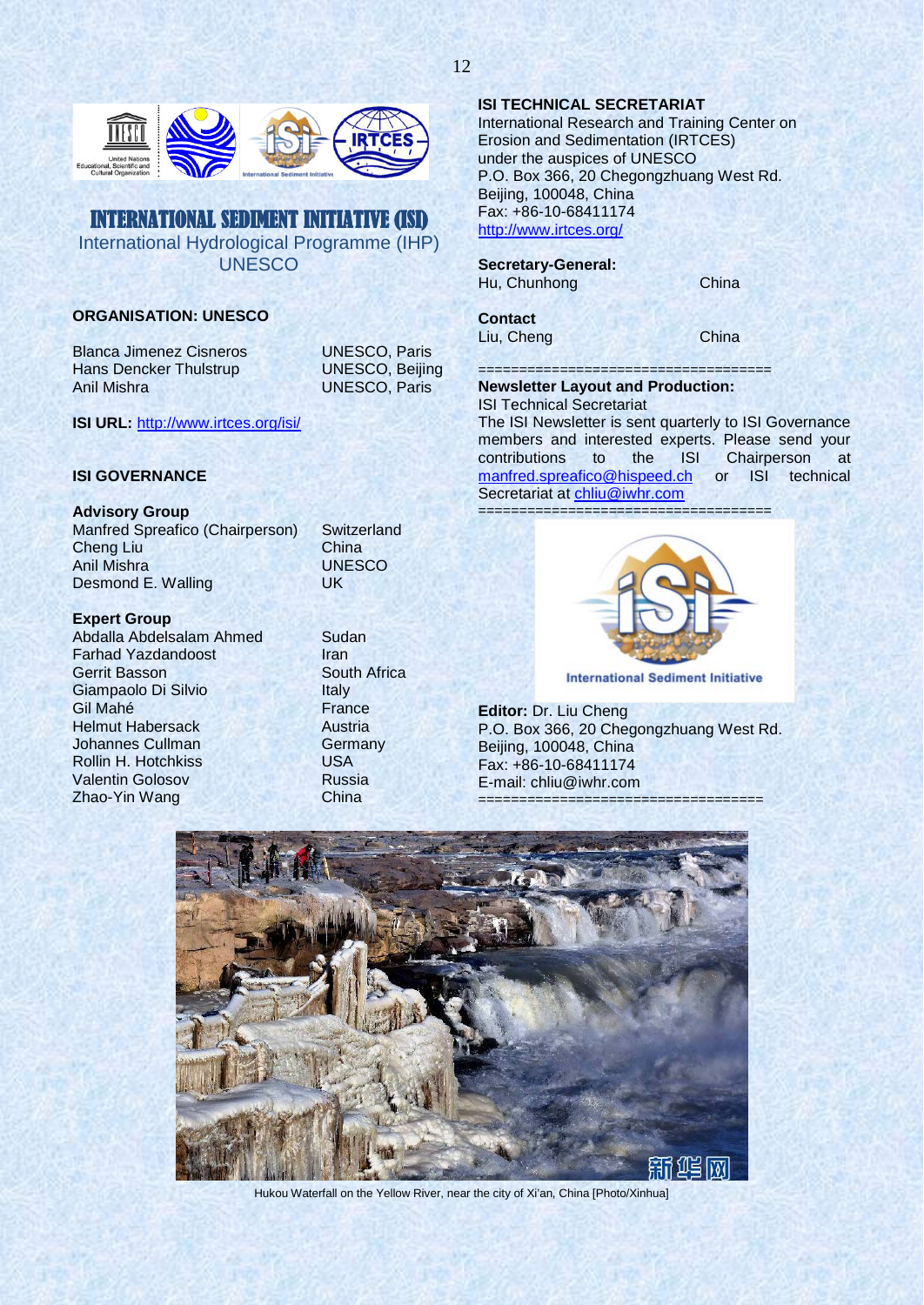# INTERNATIONAL SEDIMENT INITIATIVE (ISI)

International Hydrological Programme (IHP)
UNESCO

**ORGANISATION: UNESCO**

| | |
|---|---|
| Blanca Jimenez Cisneros | UNESCO, Paris |
| Hans Dencker Thulstrup | UNESCO, Beijing |
| Anil Mishra | UNESCO, Paris |

**ISI URL:** http://www.irtces.org/isi/

**ISI GOVERNANCE**

**Advisory Group**

| | |
|---|---|
| Manfred Spreafico (Chairperson) | Switzerland |
| Cheng Liu | China |
| Anil Mishra | UNESCO |
| Desmond E. Walling | UK |

**Expert Group**

| | |
|---|---|
| Abdalla Abdelsalam Ahmed | Sudan |
| Farhad Yazdandoost | Iran |
| Gerrit Basson | South Africa |
| Giampaolo Di Silvio | Italy |
| Gil Mahé | France |
| Helmut Habersack | Austria |
| Johannes Cullman | Germany |
| Rollin H. Hotchkiss | USA |
| Valentin Golosov | Russia |
| Zhao-Yin Wang | China |

**ISI TECHNICAL SECRETARIAT**

International Research and Training Center on Erosion and Sedimentation (IRTCES)
under the auspices of UNESCO
P.O. Box 366, 20 Chegongzhuang West Rd.
Beijing, 100048, China
Fax: +86-10-68411174
http://www.irtces.org/

**Secretary-General:**
Hu, Chunhong — China

**Contact**
Liu, Cheng — China

===================================

**Newsletter Layout and Production:**
ISI Technical Secretariat
The ISI Newsletter is sent quarterly to ISI Governance members and interested experts. Please send your contributions to the ISI Chairperson at manfred.spreafico@hispeed.ch or ISI technical Secretariat at chliu@iwhr.com

===================================

International Sediment Initiative

**Editor:** Dr. Liu Cheng
P.O. Box 366, 20 Chegongzhuang West Rd.
Beijing, 100048, China
Fax: +86-10-68411174
E-mail: chliu@iwhr.com

===================================

Hukou Waterfall on the Yellow River, near the city of Xi'an, China [Photo/Xinhua]